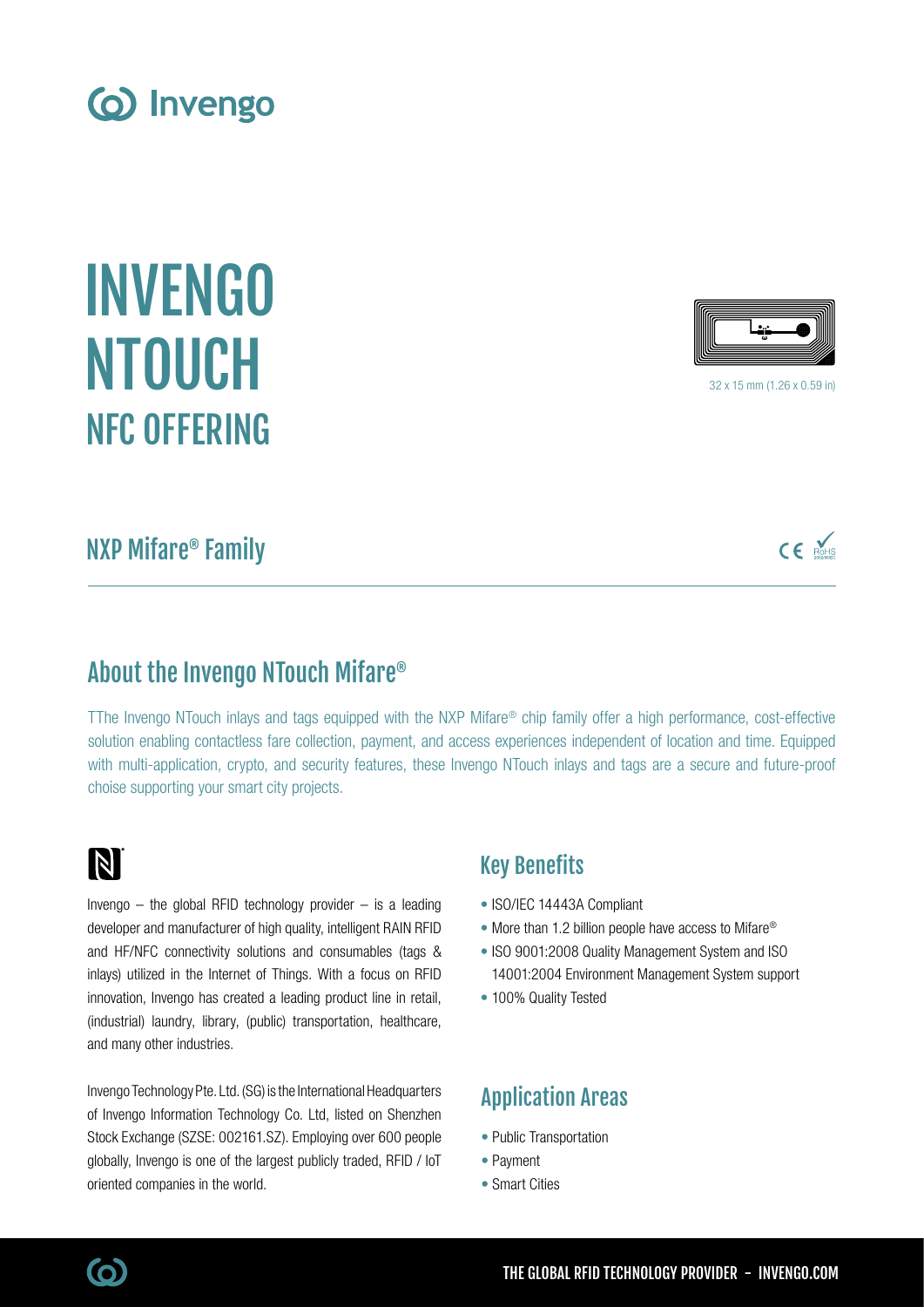# INVENGO NTOUCH
## NFC OFFERING

32 x 15 mm (1.26 x 0.59 in)

## NXP Mifare® Family

## About the Invengo NTouch Mifare®

TThe Invengo NTouch inlays and tags equipped with the NXP Mifare® chip family offer a high performance, cost-effective solution enabling contactless fare collection, payment, and access experiences independent of location and time. Equipped with multi-application, crypto, and security features, these Invengo NTouch inlays and tags are a secure and future-proof choise supporting your smart city projects.

Invengo – the global RFID technology provider – is a leading developer and manufacturer of high quality, intelligent RAIN RFID and HF/NFC connectivity solutions and consumables (tags & inlays) utilized in the Internet of Things. With a focus on RFID innovation, Invengo has created a leading product line in retail, (industrial) laundry, library, (public) transportation, healthcare, and many other industries.

Invengo Technology Pte. Ltd. (SG) is the International Headquarters of Invengo Information Technology Co. Ltd, listed on Shenzhen Stock Exchange (SZSE: 002161.SZ). Employing over 600 people globally, Invengo is one of the largest publicly traded, RFID / IoT oriented companies in the world.

### Key Benefits

- ISO/IEC 14443A Compliant
- More than 1.2 billion people have access to Mifare®
- ISO 9001:2008 Quality Management System and ISO 14001:2004 Environment Management System support
- 100% Quality Tested

### Application Areas

- Public Transportation
- Payment
- Smart Cities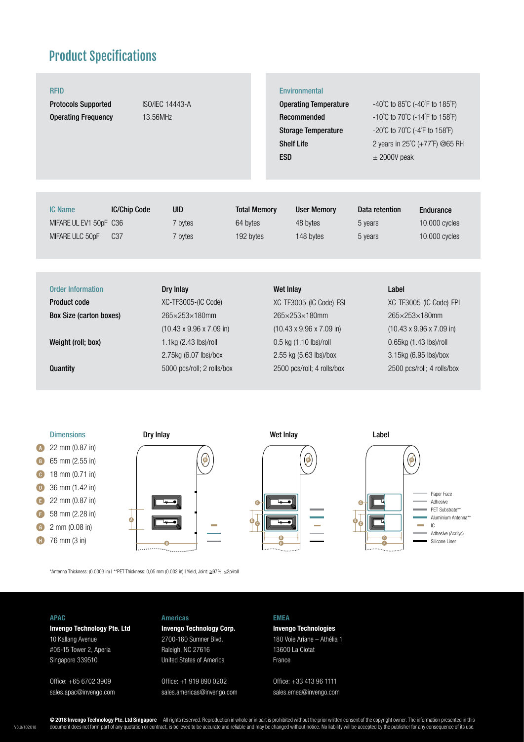## Product Specifications

### RFID

| | |
|---|---|
| **Protocols Supported** | ISO/IEC 14443-A |
| **Operating Frequency** | 13.56MHz |

### Environmental

| | |
|---|---|
| **Operating Temperature** | -40˚C to 85˚C (-40˚F to 185˚F) |
| **Recommended** | -10˚C to 70˚C (-14˚F to 158˚F) |
| **Storage Temperature** | -20˚C to 70˚C (-4˚F to 158˚F) |
| **Shelf Life** | 2 years in 25˚C (+77˚F) @65 RH |
| **ESD** | ± 2000V peak |

| IC Name | IC/Chip Code | UID | Total Memory | User Memory | Data retention | Endurance |
|---|---|---|---|---|---|---|
| MIFARE UL EV1 50pF | C36 | 7 bytes | 64 bytes | 48 bytes | 5 years | 10.000 cycles |
| MIFARE ULC 50pF | C37 | 7 bytes | 192 bytes | 148 bytes | 5 years | 10.000 cycles |

| Order Information | Dry Inlay | Wet Inlay | Label |
|---|---|---|---|
| **Product code** | XC-TF3005-(IC Code) | XC-TF3005-(IC Code)-FSI | XC-TF3005-(IC Code)-FPI |
| **Box Size (carton boxes)** | 265×253×180mm (10.43 x 9.96 x 7.09 in) | 265×253×180mm (10.43 x 9.96 x 7.09 in) | 265×253×180mm (10.43 x 9.96 x 7.09 in) |
| **Weight (roll; box)** | 1.1kg (2.43 lbs)/roll 2.75kg (6.07 lbs)/box | 0.5 kg (1.10 lbs)/roll 2.55 kg (5.63 lbs)/box | 0.65kg (1.43 lbs)/roll 3.15kg (6.95 lbs)/box |
| **Quantity** | 5000 pcs/roll; 2 rolls/box | 2500 pcs/roll; 4 rolls/box | 2500 pcs/roll; 4 rolls/box |

### Dimensions

- A 22 mm (0.87 in)
- B 65 mm (2.55 in)
- C 18 mm (0.71 in)
- D 36 mm (1.42 in)
- E 22 mm (0.87 in)
- F 58 mm (2.28 in)
- G 2 mm (0.08 in)
- H 76 mm (3 in)

Dry Inlay

Wet Inlay

Label

Paper Face
Adhesive
PET Substrate**
Aluminium Antenna**
IC
Adhesive (Acrilyc)
Silicone Liner

*Antenna Thickness: (0.0003 in) I **PET Thickness: 0,05 mm (0.002 in) I Yield, Joint: ≧97%, ≤2p/roll

**APAC**
**Invengo Technology Pte. Ltd**
10 Kallang Avenue
#05-15 Tower 2, Aperia
Singapore 339510

Office: +65 6702 3909
sales.apac@invengo.com

**Americas**
**Invengo Technology Corp.**
2700-160 Sumner Blvd.
Raleigh, NC 27616
United States of America

Office: +1 919 890 0202
sales.americas@invengo.com

**EMEA**
**Invengo Technologies**
180 Voie Ariane – Athélia 1
13600 La Ciotat
France

Office: +33 413 96 1111
sales.emea@invengo.com

**© 2018 Invengo Technology Pte. Ltd Singapore** - All rights reserved. Reproduction in whole or in part is prohibited without the prior written consent of the copyright owner. The information presented in this document does not form part of any quotation or contract, is believed to be accurate and reliable and may be changed without notice. No liability will be accepted by the publisher for any consequence of its use.

V3.0/102018